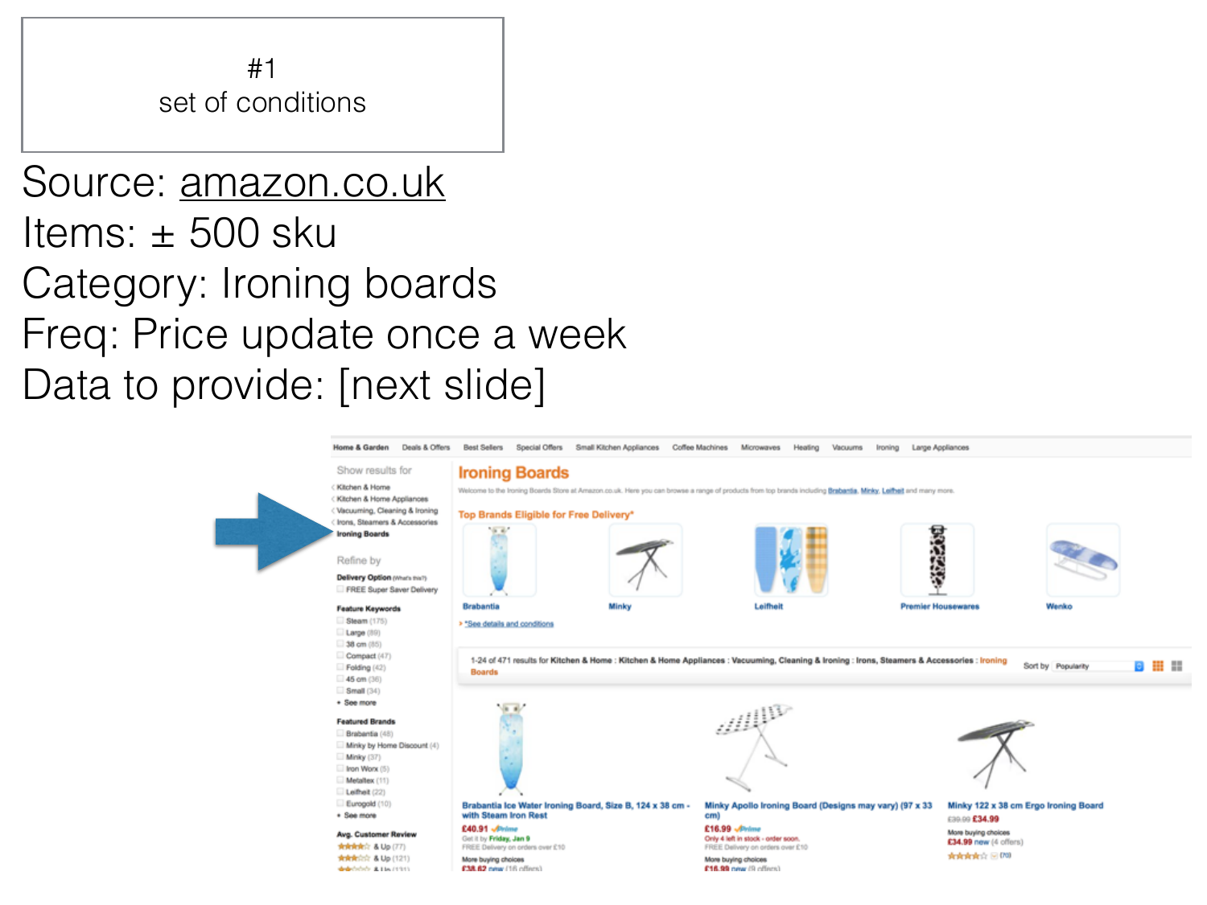#1
set of conditions

Source: amazon.co.uk
Items: ± 500 sku
Category: Ironing boards
Freq: Price update once a week
Data to provide: [next slide]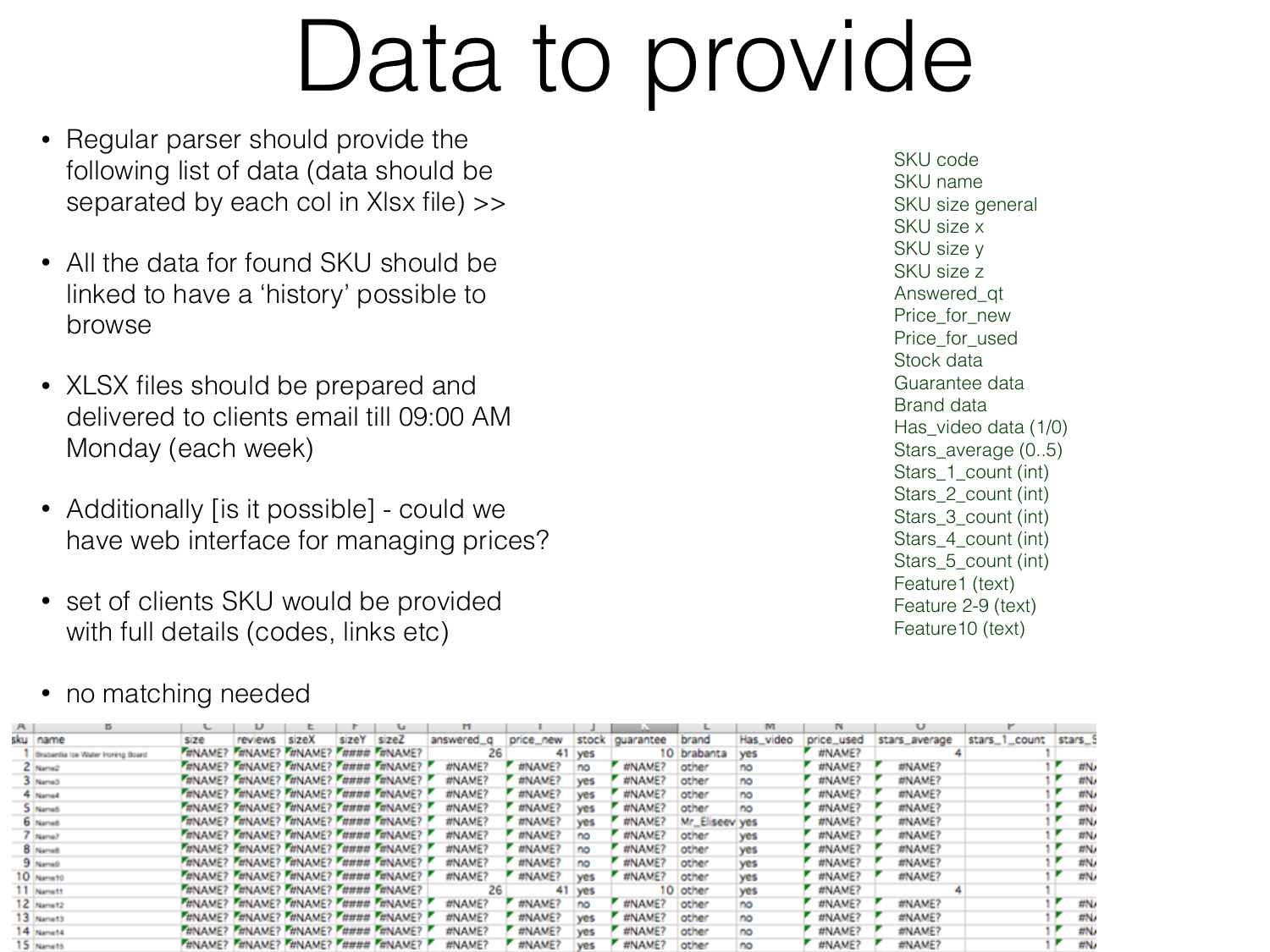# Data to provide

- Regular parser should provide the following list of data (data should be separated by each col in Xlsx file) >>
- All the data for found SKU should be linked to have a 'history' possible to browse
- XLSX files should be prepared and delivered to clients email till 09:00 AM Monday (each week)
- Additionally [is it possible] - could we have web interface for managing prices?
- set of clients SKU would be provided with full details (codes, links etc)
- no matching needed

SKU code
SKU name
SKU size general
SKU size x
SKU size y
SKU size z
Answered_qt
Price_for_new
Price_for_used
Stock data
Guarantee data
Brand data
Has_video data (1/0)
Stars_average (0..5)
Stars_1_count (int)
Stars_2_count (int)
Stars_3_count (int)
Stars_4_count (int)
Stars_5_count (int)
Feature1 (text)
Feature 2-9 (text)
Feature10 (text)

| sku | name | size | reviews | sizeX | sizeY | sizeZ | answered_q | price_new | stock | guarantee | brand | Has_video | price_used | stars_average | stars_1_count | stars_5 |
|---|---|---|---|---|---|---|---|---|---|---|---|---|---|---|---|---|
| 1 | Brabantia Ice Water Ironing Board | #NAME? | #NAME? | #NAME? | #### | #NAME? | 26 | 41 | yes | 10 | brabanta | yes | #NAME? | 4 | 1 | |
| 2 | Name2 | #NAME? | #NAME? | #NAME? | #### | #NAME? | #NAME? | #NAME? | no | #NAME? | other | no | #NAME? | #NAME? | 1 | #N/A |
| 3 | Name3 | #NAME? | #NAME? | #NAME? | #### | #NAME? | #NAME? | #NAME? | yes | #NAME? | other | no | #NAME? | #NAME? | 1 | #N/A |
| 4 | Name4 | #NAME? | #NAME? | #NAME? | #### | #NAME? | #NAME? | #NAME? | yes | #NAME? | other | no | #NAME? | #NAME? | 1 | #N/A |
| 5 | Name5 | #NAME? | #NAME? | #NAME? | #### | #NAME? | #NAME? | #NAME? | yes | #NAME? | other | no | #NAME? | #NAME? | 1 | #N/A |
| 6 | Name6 | #NAME? | #NAME? | #NAME? | #### | #NAME? | #NAME? | #NAME? | yes | #NAME? | Mr_Eliseev | yes | #NAME? | #NAME? | 1 | #N/A |
| 7 | Name7 | #NAME? | #NAME? | #NAME? | #### | #NAME? | #NAME? | #NAME? | no | #NAME? | other | yes | #NAME? | #NAME? | 1 | #N/A |
| 8 | Name8 | #NAME? | #NAME? | #NAME? | #### | #NAME? | #NAME? | #NAME? | no | #NAME? | other | yes | #NAME? | #NAME? | 1 | #N/A |
| 9 | Name9 | #NAME? | #NAME? | #NAME? | #### | #NAME? | #NAME? | #NAME? | no | #NAME? | other | yes | #NAME? | #NAME? | 1 | #N/A |
| 10 | Name10 | #NAME? | #NAME? | #NAME? | #### | #NAME? | #NAME? | #NAME? | yes | #NAME? | other | yes | #NAME? | #NAME? | 1 | #N/A |
| 11 | Name11 | #NAME? | #NAME? | #NAME? | #### | #NAME? | 26 | 41 | yes | 10 | other | yes | #NAME? | 4 | 1 | |
| 12 | Name12 | #NAME? | #NAME? | #NAME? | #### | #NAME? | #NAME? | #NAME? | no | #NAME? | other | no | #NAME? | #NAME? | 1 | #N/A |
| 13 | Name13 | #NAME? | #NAME? | #NAME? | #### | #NAME? | #NAME? | #NAME? | yes | #NAME? | other | no | #NAME? | #NAME? | 1 | #N/A |
| 14 | Name14 | #NAME? | #NAME? | #NAME? | #### | #NAME? | #NAME? | #NAME? | yes | #NAME? | other | no | #NAME? | #NAME? | 1 | #N/A |
| 15 | Name15 | #NAME? | #NAME? | #NAME? | #### | #NAME? | #NAME? | #NAME? | yes | #NAME? | other | no | #NAME? | #NAME? | 1 | #N/A |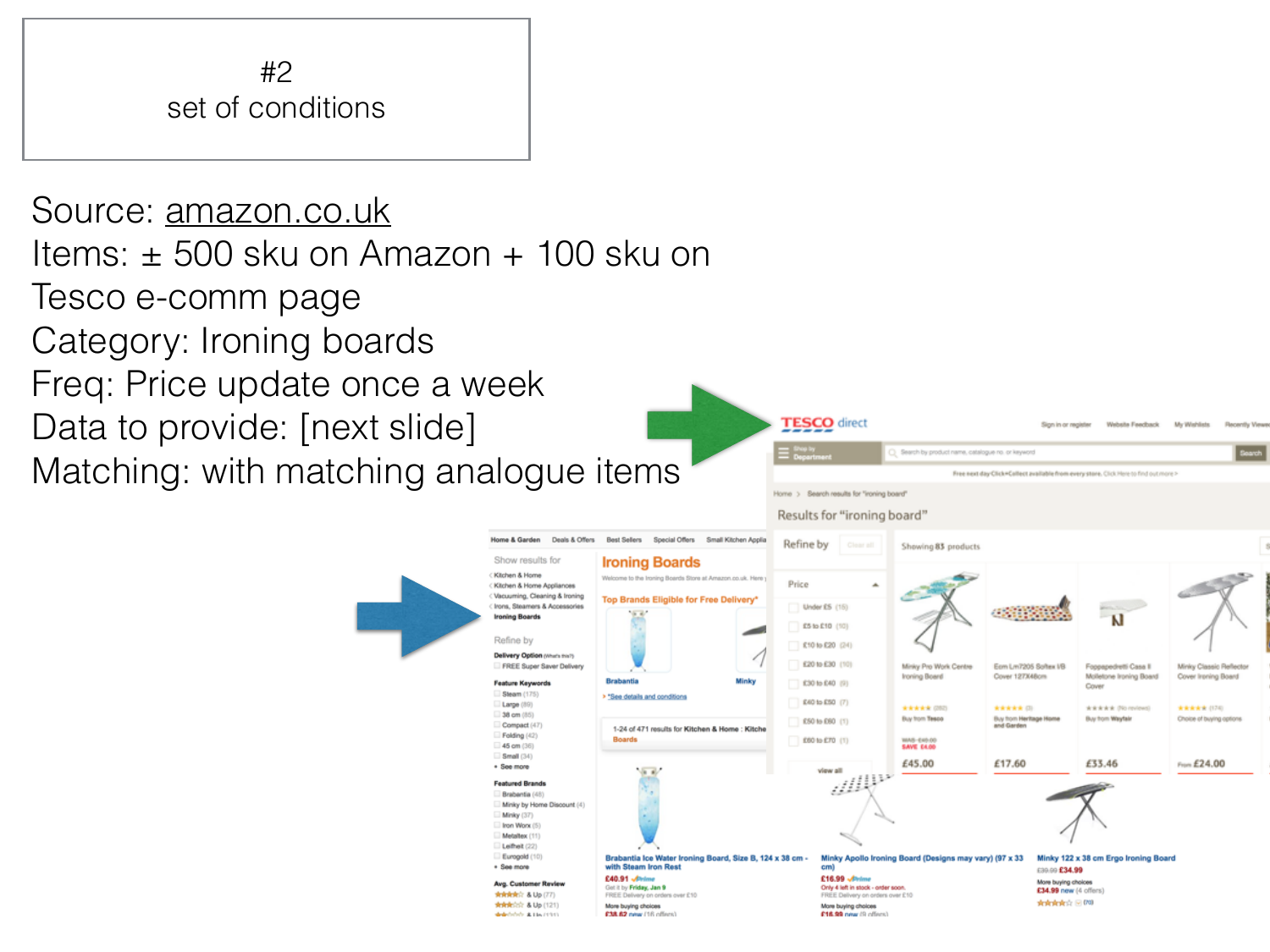#2
set of conditions

Source: amazon.co.uk
Items: ± 500 sku on Amazon + 100 sku on Tesco e-comm page
Category: Ironing boards
Freq: Price update once a week
Data to provide: [next slide]
Matching: with matching analogue items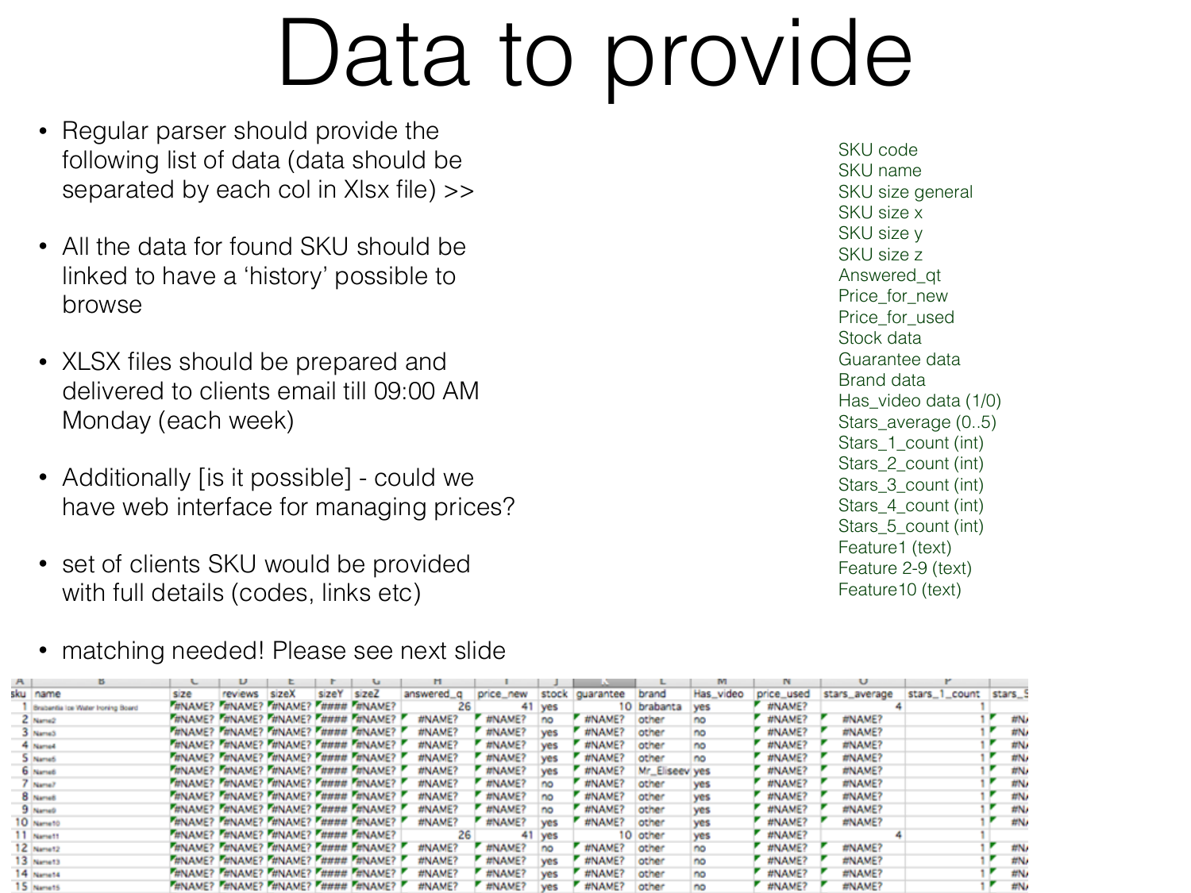# Data to provide

- Regular parser should provide the following list of data (data should be separated by each col in Xlsx file) >>
- All the data for found SKU should be linked to have a 'history' possible to browse
- XLSX files should be prepared and delivered to clients email till 09:00 AM Monday (each week)
- Additionally [is it possible] - could we have web interface for managing prices?
- set of clients SKU would be provided with full details (codes, links etc)
- matching needed! Please see next slide

SKU code
SKU name
SKU size general
SKU size x
SKU size y
SKU size z
Answered_qt
Price_for_new
Price_for_used
Stock data
Guarantee data
Brand data
Has_video data (1/0)
Stars_average (0..5)
Stars_1_count (int)
Stars_2_count (int)
Stars_3_count (int)
Stars_4_count (int)
Stars_5_count (int)
Feature1 (text)
Feature 2-9 (text)
Feature10 (text)

| sku | name | size | reviews | sizeX | sizeY | sizeZ | answered_q | price_new | stock | guarantee | brand | Has_video | price_used | stars_average | stars_1_count | stars_5 |
|---|---|---|---|---|---|---|---|---|---|---|---|---|---|---|---|---|
| 1 | Brabantia Ice Water Ironing Board | #NAME? | #NAME? | #NAME? | #### | #NAME? | 26 | 41 | yes | 10 | brabanta | yes | #NAME? | 4 | 1 | |
| 2 | Name2 | #NAME? | #NAME? | #NAME? | #### | #NAME? | #NAME? | #NAME? | no | #NAME? | other | no | #NAME? | #NAME? | 1 | #N/ |
| 3 | Name3 | #NAME? | #NAME? | #NAME? | #### | #NAME? | #NAME? | #NAME? | yes | #NAME? | other | no | #NAME? | #NAME? | 1 | #N/ |
| 4 | Name4 | #NAME? | #NAME? | #NAME? | #### | #NAME? | #NAME? | #NAME? | yes | #NAME? | other | no | #NAME? | #NAME? | 1 | #N/ |
| 5 | Name5 | #NAME? | #NAME? | #NAME? | #### | #NAME? | #NAME? | #NAME? | yes | #NAME? | other | no | #NAME? | #NAME? | 1 | #N/ |
| 6 | Name6 | #NAME? | #NAME? | #NAME? | #### | #NAME? | #NAME? | #NAME? | yes | #NAME? | Mr_Eliseev | yes | #NAME? | #NAME? | 1 | #N/ |
| 7 | Name7 | #NAME? | #NAME? | #NAME? | #### | #NAME? | #NAME? | #NAME? | no | #NAME? | other | yes | #NAME? | #NAME? | 1 | #N/ |
| 8 | Name8 | #NAME? | #NAME? | #NAME? | #### | #NAME? | #NAME? | #NAME? | no | #NAME? | other | yes | #NAME? | #NAME? | 1 | #N/ |
| 9 | Name9 | #NAME? | #NAME? | #NAME? | #### | #NAME? | #NAME? | #NAME? | no | #NAME? | other | yes | #NAME? | #NAME? | 1 | #N/ |
| 10 | Name10 | #NAME? | #NAME? | #NAME? | #### | #NAME? | #NAME? | #NAME? | yes | #NAME? | other | yes | #NAME? | #NAME? | 1 | #N/ |
| 11 | Name11 | #NAME? | #NAME? | #NAME? | #### | #NAME? | 26 | 41 | yes | 10 | other | yes | #NAME? | 4 | 1 | |
| 12 | Name12 | #NAME? | #NAME? | #NAME? | #### | #NAME? | #NAME? | #NAME? | no | #NAME? | other | no | #NAME? | #NAME? | 1 | #N/ |
| 13 | Name13 | #NAME? | #NAME? | #NAME? | #### | #NAME? | #NAME? | #NAME? | yes | #NAME? | other | no | #NAME? | #NAME? | 1 | #N/ |
| 14 | Name14 | #NAME? | #NAME? | #NAME? | #### | #NAME? | #NAME? | #NAME? | yes | #NAME? | other | no | #NAME? | #NAME? | 1 | #N/ |
| 15 | Name15 | #NAME? | #NAME? | #NAME? | #### | #NAME? | #NAME? | #NAME? | yes | #NAME? | other | no | #NAME? | #NAME? | 1 | #N/ |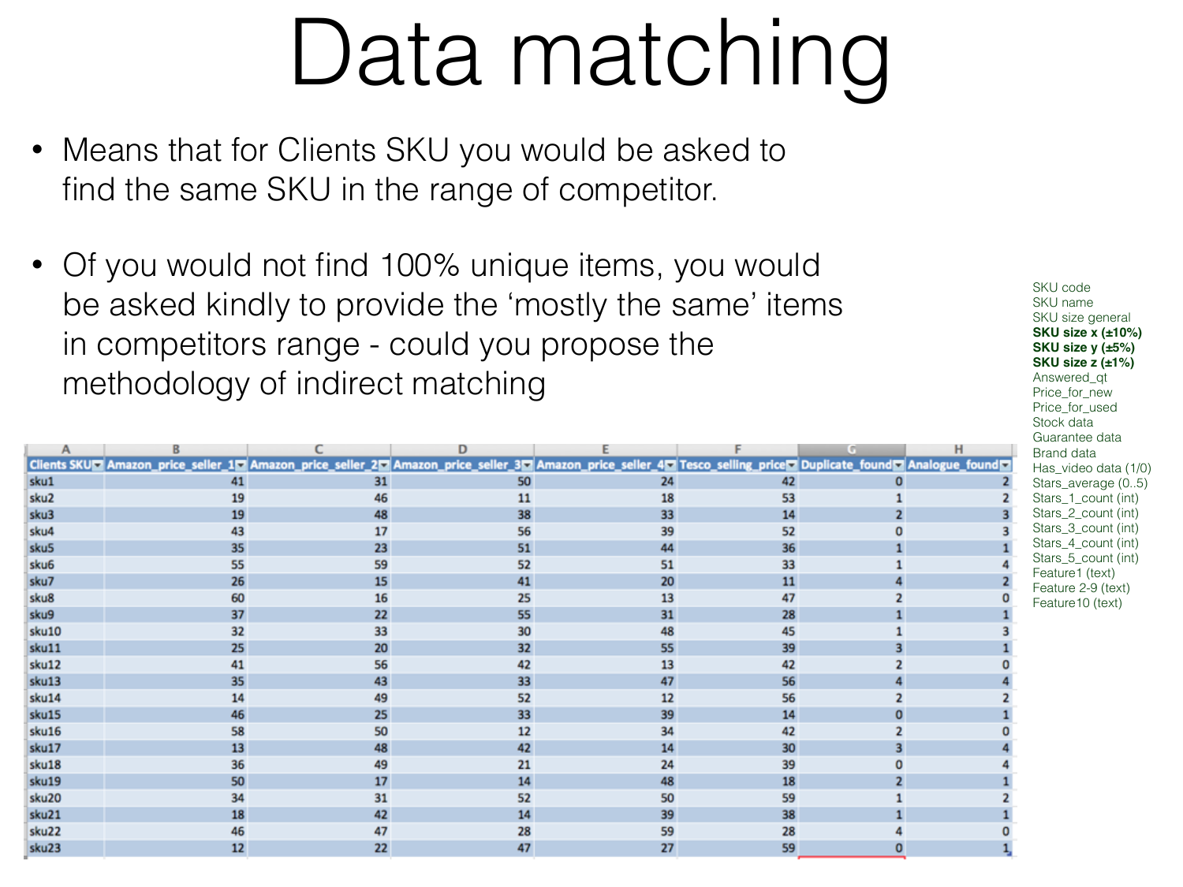# Data matching

- Means that for Clients SKU you would be asked to find the same SKU in the range of competitor.
- Of you would not find 100% unique items, you would be asked kindly to provide the 'mostly the same' items in competitors range - could you propose the methodology of indirect matching

| Clients SKU | Amazon_price_seller_1 | Amazon_price_seller_2 | Amazon_price_seller_3 | Amazon_price_seller_4 | Tesco_selling_price | Duplicate_found | Analogue_found |
|---|---|---|---|---|---|---|---|
| sku1 | 41 | 31 | 50 | 24 | 42 | 0 | 2 |
| sku2 | 19 | 46 | 11 | 18 | 53 | 1 | 2 |
| sku3 | 19 | 48 | 38 | 33 | 14 | 2 | 3 |
| sku4 | 43 | 17 | 56 | 39 | 52 | 0 | 3 |
| sku5 | 35 | 23 | 51 | 44 | 36 | 1 | 1 |
| sku6 | 55 | 59 | 52 | 51 | 33 | 1 | 4 |
| sku7 | 26 | 15 | 41 | 20 | 11 | 4 | 2 |
| sku8 | 60 | 16 | 25 | 13 | 47 | 2 | 0 |
| sku9 | 37 | 22 | 55 | 31 | 28 | 1 | 1 |
| sku10 | 32 | 33 | 30 | 48 | 45 | 1 | 3 |
| sku11 | 25 | 20 | 32 | 55 | 39 | 3 | 1 |
| sku12 | 41 | 56 | 42 | 13 | 42 | 2 | 0 |
| sku13 | 35 | 43 | 33 | 47 | 56 | 4 | 4 |
| sku14 | 14 | 49 | 52 | 12 | 56 | 2 | 2 |
| sku15 | 46 | 25 | 33 | 39 | 14 | 0 | 1 |
| sku16 | 58 | 50 | 12 | 34 | 42 | 2 | 0 |
| sku17 | 13 | 48 | 42 | 14 | 30 | 3 | 4 |
| sku18 | 36 | 49 | 21 | 24 | 39 | 0 | 4 |
| sku19 | 50 | 17 | 14 | 48 | 18 | 2 | 1 |
| sku20 | 34 | 31 | 52 | 50 | 59 | 1 | 2 |
| sku21 | 18 | 42 | 14 | 39 | 38 | 1 | 1 |
| sku22 | 46 | 47 | 28 | 59 | 28 | 4 | 0 |
| sku23 | 12 | 22 | 47 | 27 | 59 | 0 | 1 |

SKU code
SKU name
SKU size general
**SKU size x (±10%)**
**SKU size y (±5%)**
**SKU size z (±1%)**
Answered_qt
Price_for_new
Price_for_used
Stock data
Guarantee data
Brand data
Has_video data (1/0)
Stars_average (0..5)
Stars_1_count (int)
Stars_2_count (int)
Stars_3_count (int)
Stars_4_count (int)
Stars_5_count (int)
Feature1 (text)
Feature 2-9 (text)
Feature10 (text)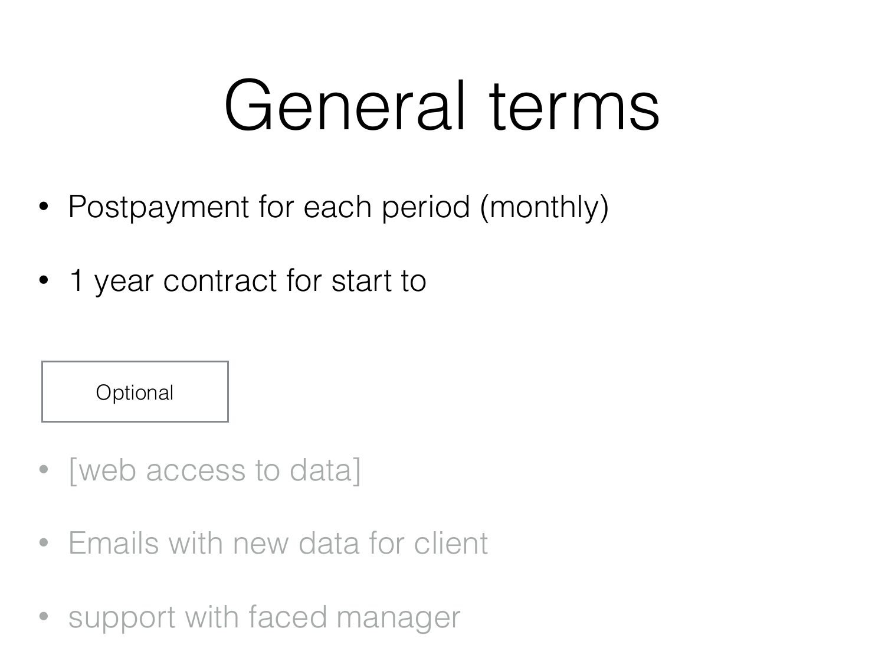# General terms

- Postpayment for each period (monthly)
- 1 year contract for start to

Optional

- [web access to data]
- Emails with new data for client
- support with faced manager